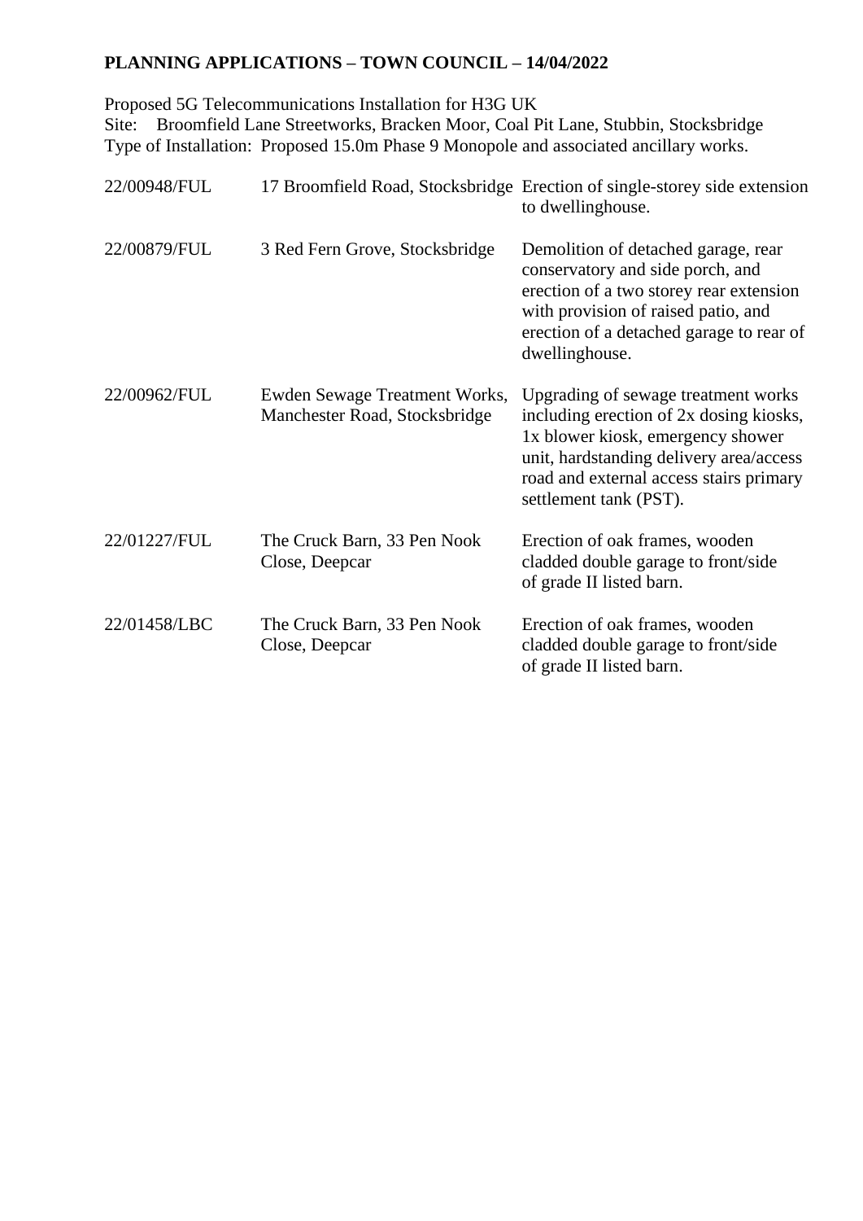**PLANNING APPLICATIONS – TOWN COUNCIL – 14/04/2022**

Proposed 5G Telecommunications Installation for H3G UK
Site: Broomfield Lane Streetworks, Bracken Moor, Coal Pit Lane, Stubbin, Stocksbridge
Type of Installation: Proposed 15.0m Phase 9 Monopole and associated ancillary works.

| | | |
|---|---|---|
| 22/00948/FUL | 17 Broomfield Road, Stocksbridge | Erection of single-storey side extension to dwellinghouse. |
| 22/00879/FUL | 3 Red Fern Grove, Stocksbridge | Demolition of detached garage, rear conservatory and side porch, and erection of a two storey rear extension with provision of raised patio, and erection of a detached garage to rear of dwellinghouse. |
| 22/00962/FUL | Ewden Sewage Treatment Works, Manchester Road, Stocksbridge | Upgrading of sewage treatment works including erection of 2x dosing kiosks, 1x blower kiosk, emergency shower unit, hardstanding delivery area/access road and external access stairs primary settlement tank (PST). |
| 22/01227/FUL | The Cruck Barn, 33 Pen Nook Close, Deepcar | Erection of oak frames, wooden cladded double garage to front/side of grade II listed barn. |
| 22/01458/LBC | The Cruck Barn, 33 Pen Nook Close, Deepcar | Erection of oak frames, wooden cladded double garage to front/side of grade II listed barn. |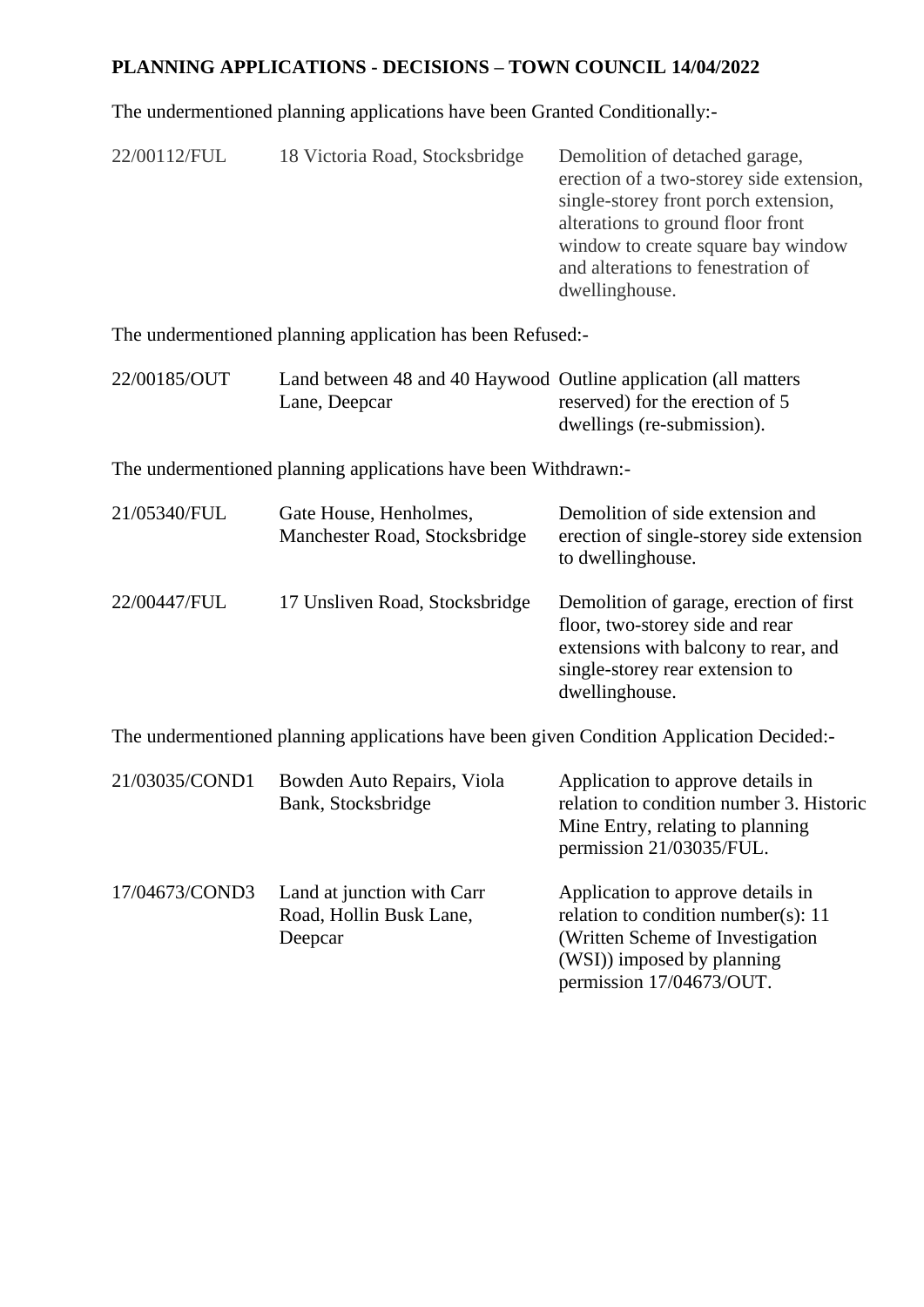**PLANNING APPLICATIONS - DECISIONS – TOWN COUNCIL 14/04/2022**

The undermentioned planning applications have been Granted Conditionally:-

| | | |
|---|---|---|
| 22/00112/FUL | 18 Victoria Road, Stocksbridge | Demolition of detached garage, erection of a two-storey side extension, single-storey front porch extension, alterations to ground floor front window to create square bay window and alterations to fenestration of dwellinghouse. |

The undermentioned planning application has been Refused:-

| | | |
|---|---|---|
| 22/00185/OUT | Land between 48 and 40 Haywood Lane, Deepcar | Outline application (all matters reserved) for the erection of 5 dwellings (re-submission). |

The undermentioned planning applications have been Withdrawn:-

| | | |
|---|---|---|
| 21/05340/FUL | Gate House, Henholmes, Manchester Road, Stocksbridge | Demolition of side extension and erection of single-storey side extension to dwellinghouse. |
| 22/00447/FUL | 17 Unsliven Road, Stocksbridge | Demolition of garage, erection of first floor, two-storey side and rear extensions with balcony to rear, and single-storey rear extension to dwellinghouse. |

The undermentioned planning applications have been given Condition Application Decided:-

| | | |
|---|---|---|
| 21/03035/COND1 | Bowden Auto Repairs, Viola Bank, Stocksbridge | Application to approve details in relation to condition number 3. Historic Mine Entry, relating to planning permission 21/03035/FUL. |
| 17/04673/COND3 | Land at junction with Carr Road, Hollin Busk Lane, Deepcar | Application to approve details in relation to condition number(s): 11 (Written Scheme of Investigation (WSI)) imposed by planning permission 17/04673/OUT. |